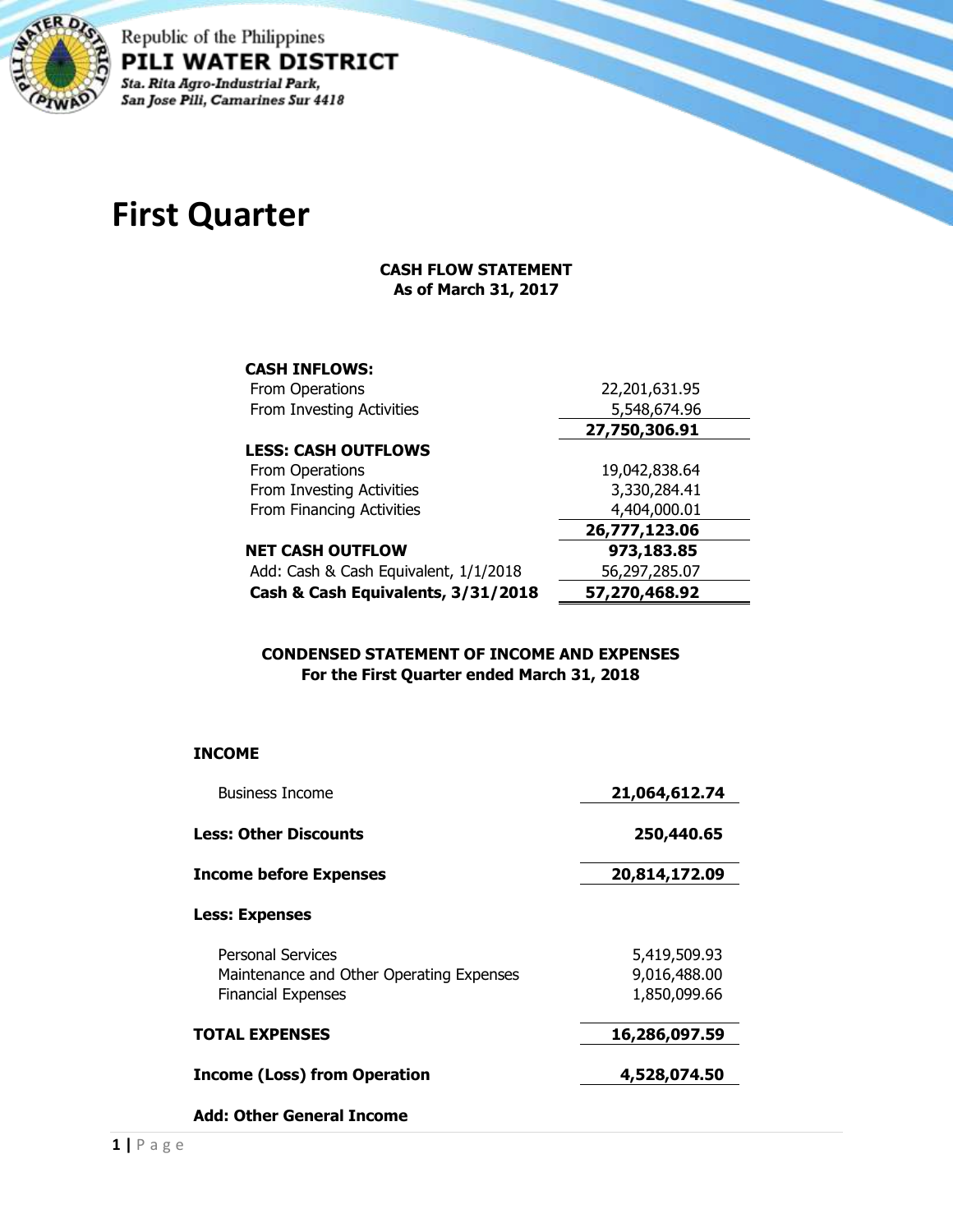Republic of the Philippines
**PILI WATER DISTRICT**
*Sta. Rita Agro-Industrial Park,*
*San Jose Pili, Camarines Sur 4418*

# First Quarter

**CASH FLOW STATEMENT**
**As of March 31, 2017**

| | |
|---|---:|
| **CASH INFLOWS:** | |
| From Operations | 22,201,631.95 |
| From Investing Activities | 5,548,674.96 |
| | **27,750,306.91** |
| **LESS: CASH OUTFLOWS** | |
| From Operations | 19,042,838.64 |
| From Investing Activities | 3,330,284.41 |
| From Financing Activities | 4,404,000.01 |
| | **26,777,123.06** |
| **NET CASH OUTFLOW** | **973,183.85** |
| Add: Cash & Cash Equivalent, 1/1/2018 | 56,297,285.07 |
| **Cash & Cash Equivalents, 3/31/2018** | **57,270,468.92** |

**CONDENSED STATEMENT OF INCOME AND EXPENSES**
**For the First Quarter ended March 31, 2018**

| | |
|---|---:|
| **INCOME** | |
| Business Income | **21,064,612.74** |
| **Less: Other Discounts** | **250,440.65** |
| **Income before Expenses** | **20,814,172.09** |
| **Less: Expenses** | |
| Personal Services | 5,419,509.93 |
| Maintenance and Other Operating Expenses | 9,016,488.00 |
| Financial Expenses | 1,850,099.66 |
| **TOTAL EXPENSES** | **16,286,097.59** |
| **Income (Loss) from Operation** | **4,528,074.50** |
| **Add: Other General Income** | |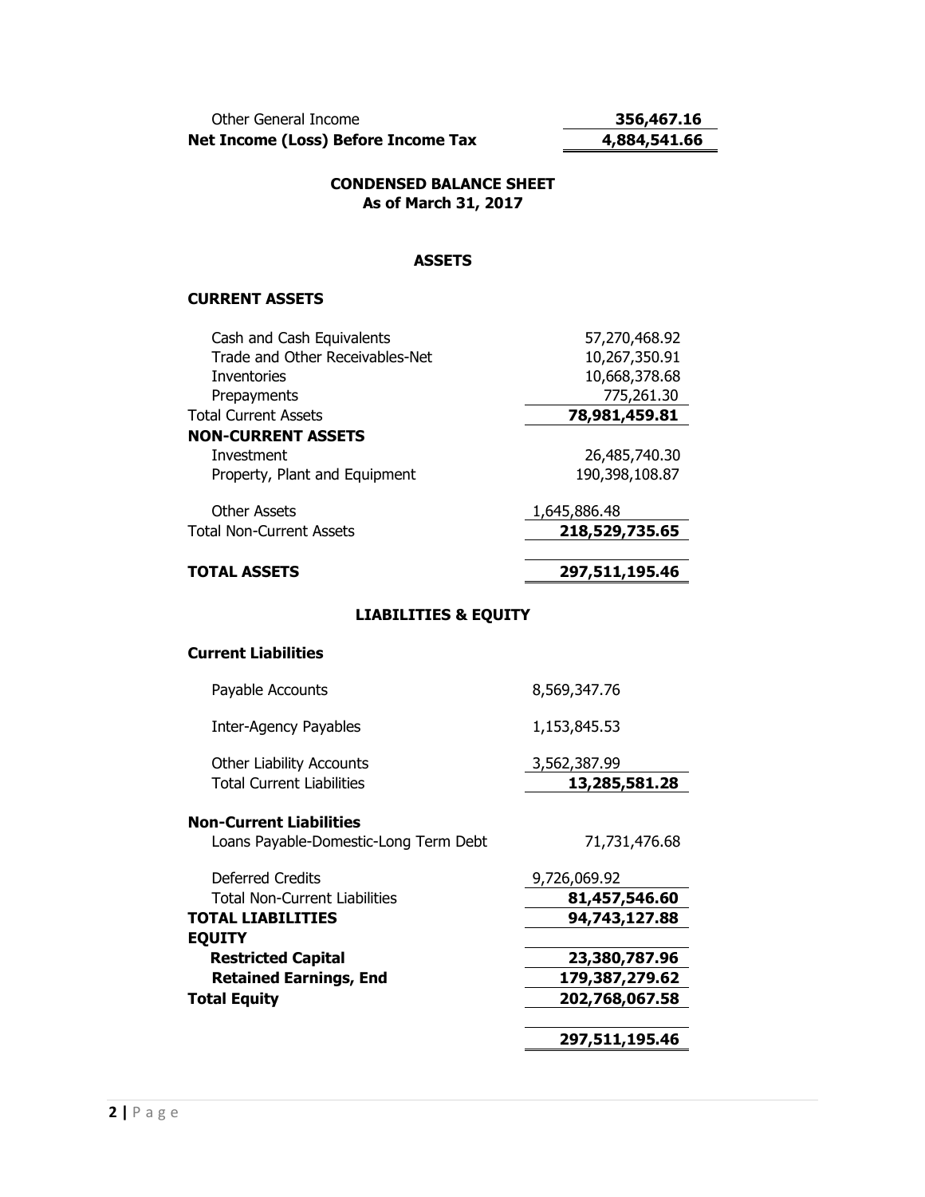| | |
|---|---|
| Other General Income | **356,467.16** |
| **Net Income (Loss) Before Income Tax** | **4,884,541.66** |

## CONDENSED BALANCE SHEET
### As of March 31, 2017

### ASSETS

| | |
|---|---|
| **CURRENT ASSETS** | |
| Cash and Cash Equivalents | 57,270,468.92 |
| Trade and Other Receivables-Net | 10,267,350.91 |
| Inventories | 10,668,378.68 |
| Prepayments | 775,261.30 |
| Total Current Assets | **78,981,459.81** |
| **NON-CURRENT ASSETS** | |
| Investment | 26,485,740.30 |
| Property, Plant and Equipment | 190,398,108.87 |
| Other Assets | 1,645,886.48 |
| Total Non-Current Assets | **218,529,735.65** |
| **TOTAL ASSETS** | **297,511,195.46** |

### LIABILITIES & EQUITY

| | |
|---|---|
| **Current Liabilities** | |
| Payable Accounts | 8,569,347.76 |
| Inter-Agency Payables | 1,153,845.53 |
| Other Liability Accounts | 3,562,387.99 |
| Total Current Liabilities | **13,285,581.28** |
| **Non-Current Liabilities** | |
| Loans Payable-Domestic-Long Term Debt | 71,731,476.68 |
| Deferred Credits | 9,726,069.92 |
| Total Non-Current Liabilities | **81,457,546.60** |
| **TOTAL LIABILITIES** | **94,743,127.88** |
| **EQUITY** | |
| **Restricted Capital** | **23,380,787.96** |
| **Retained Earnings, End** | **179,387,279.62** |
| **Total Equity** | **202,768,067.58** |
| | **297,511,195.46** |